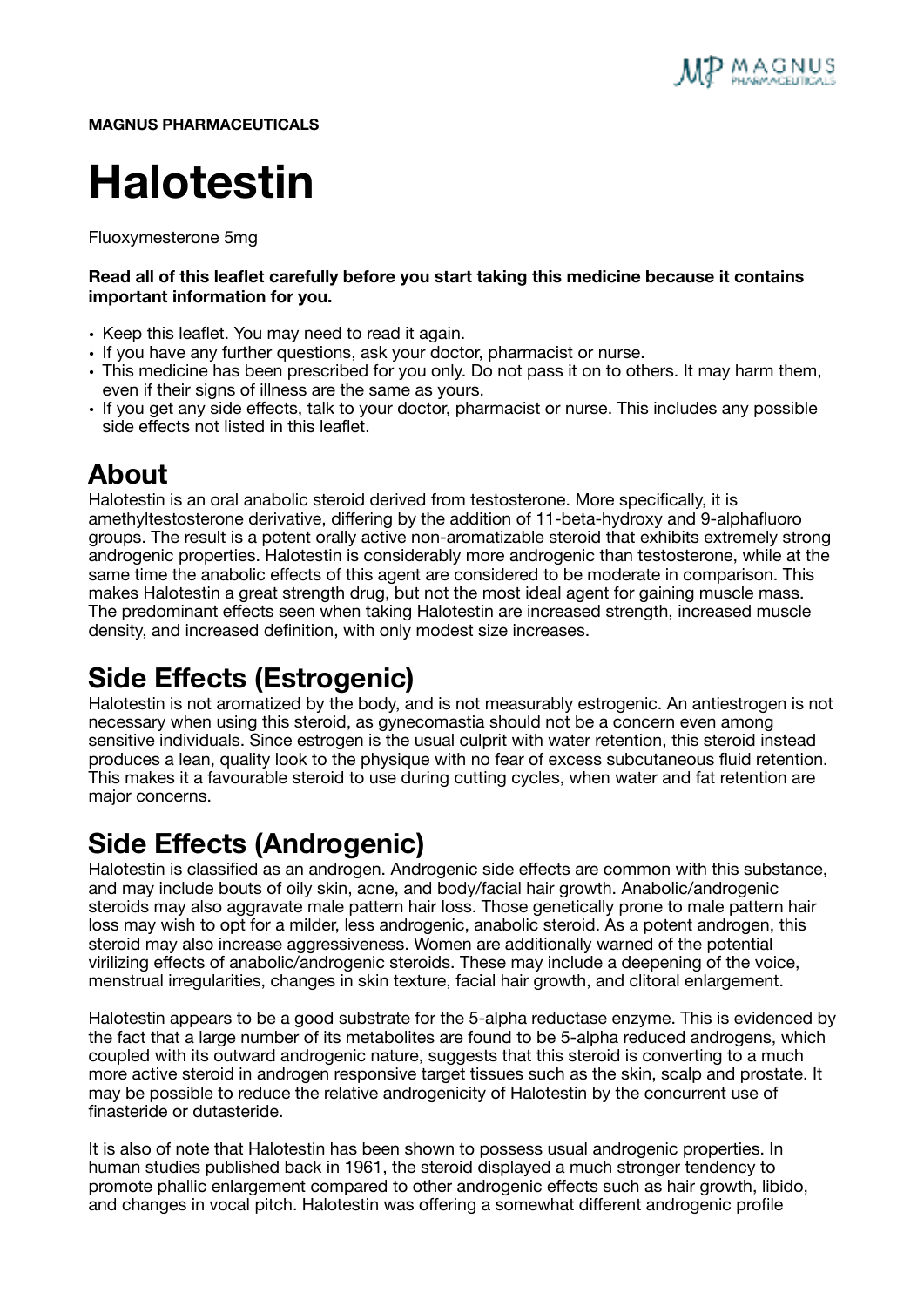**MAGNUS PHARMACEUTICALS**

# Halotestin

Fluoxymesterone 5mg

**Read all of this leaflet carefully before you start taking this medicine because it contains important information for you.**

- Keep this leaflet. You may need to read it again.
- If you have any further questions, ask your doctor, pharmacist or nurse.
- This medicine has been prescribed for you only. Do not pass it on to others. It may harm them, even if their signs of illness are the same as yours.
- If you get any side effects, talk to your doctor, pharmacist or nurse. This includes any possible side effects not listed in this leaflet.

## About

Halotestin is an oral anabolic steroid derived from testosterone. More specifically, it is amethyltestosterone derivative, differing by the addition of 11-beta-hydroxy and 9-alphafluoro groups. The result is a potent orally active non-aromatizable steroid that exhibits extremely strong androgenic properties. Halotestin is considerably more androgenic than testosterone, while at the same time the anabolic effects of this agent are considered to be moderate in comparison. This makes Halotestin a great strength drug, but not the most ideal agent for gaining muscle mass. The predominant effects seen when taking Halotestin are increased strength, increased muscle density, and increased definition, with only modest size increases.

## Side Effects (Estrogenic)

Halotestin is not aromatized by the body, and is not measurably estrogenic. An antiestrogen is not necessary when using this steroid, as gynecomastia should not be a concern even among sensitive individuals. Since estrogen is the usual culprit with water retention, this steroid instead produces a lean, quality look to the physique with no fear of excess subcutaneous fluid retention. This makes it a favourable steroid to use during cutting cycles, when water and fat retention are major concerns.

## Side Effects (Androgenic)

Halotestin is classified as an androgen. Androgenic side effects are common with this substance, and may include bouts of oily skin, acne, and body/facial hair growth. Anabolic/androgenic steroids may also aggravate male pattern hair loss. Those genetically prone to male pattern hair loss may wish to opt for a milder, less androgenic, anabolic steroid. As a potent androgen, this steroid may also increase aggressiveness. Women are additionally warned of the potential virilizing effects of anabolic/androgenic steroids. These may include a deepening of the voice, menstrual irregularities, changes in skin texture, facial hair growth, and clitoral enlargement.

Halotestin appears to be a good substrate for the 5-alpha reductase enzyme. This is evidenced by the fact that a large number of its metabolites are found to be 5-alpha reduced androgens, which coupled with its outward androgenic nature, suggests that this steroid is converting to a much more active steroid in androgen responsive target tissues such as the skin, scalp and prostate. It may be possible to reduce the relative androgenicity of Halotestin by the concurrent use of finasteride or dutasteride.

It is also of note that Halotestin has been shown to possess usual androgenic properties. In human studies published back in 1961, the steroid displayed a much stronger tendency to promote phallic enlargement compared to other androgenic effects such as hair growth, libido, and changes in vocal pitch. Halotestin was offering a somewhat different androgenic profile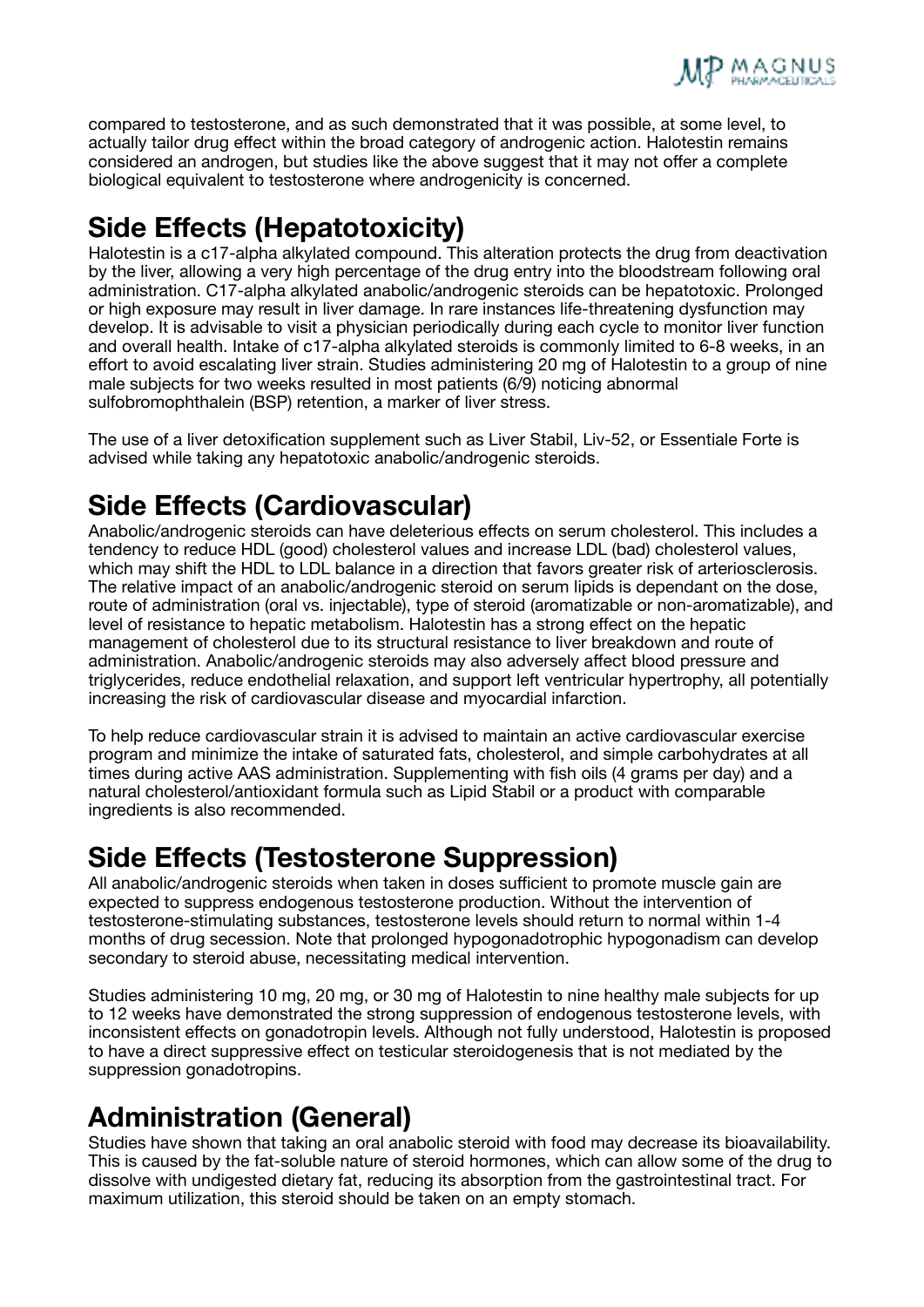compared to testosterone, and as such demonstrated that it was possible, at some level, to actually tailor drug effect within the broad category of androgenic action. Halotestin remains considered an androgen, but studies like the above suggest that it may not offer a complete biological equivalent to testosterone where androgenicity is concerned.

## Side Effects (Hepatotoxicity)

Halotestin is a c17-alpha alkylated compound. This alteration protects the drug from deactivation by the liver, allowing a very high percentage of the drug entry into the bloodstream following oral administration. C17-alpha alkylated anabolic/androgenic steroids can be hepatotoxic. Prolonged or high exposure may result in liver damage. In rare instances life-threatening dysfunction may develop. It is advisable to visit a physician periodically during each cycle to monitor liver function and overall health. Intake of c17-alpha alkylated steroids is commonly limited to 6-8 weeks, in an effort to avoid escalating liver strain. Studies administering 20 mg of Halotestin to a group of nine male subjects for two weeks resulted in most patients (6/9) noticing abnormal sulfobromophthalein (BSP) retention, a marker of liver stress.

The use of a liver detoxification supplement such as Liver Stabil, Liv-52, or Essentiale Forte is advised while taking any hepatotoxic anabolic/androgenic steroids.

## Side Effects (Cardiovascular)

Anabolic/androgenic steroids can have deleterious effects on serum cholesterol. This includes a tendency to reduce HDL (good) cholesterol values and increase LDL (bad) cholesterol values, which may shift the HDL to LDL balance in a direction that favors greater risk of arteriosclerosis. The relative impact of an anabolic/androgenic steroid on serum lipids is dependant on the dose, route of administration (oral vs. injectable), type of steroid (aromatizable or non-aromatizable), and level of resistance to hepatic metabolism. Halotestin has a strong effect on the hepatic management of cholesterol due to its structural resistance to liver breakdown and route of administration. Anabolic/androgenic steroids may also adversely affect blood pressure and triglycerides, reduce endothelial relaxation, and support left ventricular hypertrophy, all potentially increasing the risk of cardiovascular disease and myocardial infarction.

To help reduce cardiovascular strain it is advised to maintain an active cardiovascular exercise program and minimize the intake of saturated fats, cholesterol, and simple carbohydrates at all times during active AAS administration. Supplementing with fish oils (4 grams per day) and a natural cholesterol/antioxidant formula such as Lipid Stabil or a product with comparable ingredients is also recommended.

## Side Effects (Testosterone Suppression)

All anabolic/androgenic steroids when taken in doses sufficient to promote muscle gain are expected to suppress endogenous testosterone production. Without the intervention of testosterone-stimulating substances, testosterone levels should return to normal within 1-4 months of drug secession. Note that prolonged hypogonadotrophic hypogonadism can develop secondary to steroid abuse, necessitating medical intervention.

Studies administering 10 mg, 20 mg, or 30 mg of Halotestin to nine healthy male subjects for up to 12 weeks have demonstrated the strong suppression of endogenous testosterone levels, with inconsistent effects on gonadotropin levels. Although not fully understood, Halotestin is proposed to have a direct suppressive effect on testicular steroidogenesis that is not mediated by the suppression gonadotropins.

## Administration (General)

Studies have shown that taking an oral anabolic steroid with food may decrease its bioavailability. This is caused by the fat-soluble nature of steroid hormones, which can allow some of the drug to dissolve with undigested dietary fat, reducing its absorption from the gastrointestinal tract. For maximum utilization, this steroid should be taken on an empty stomach.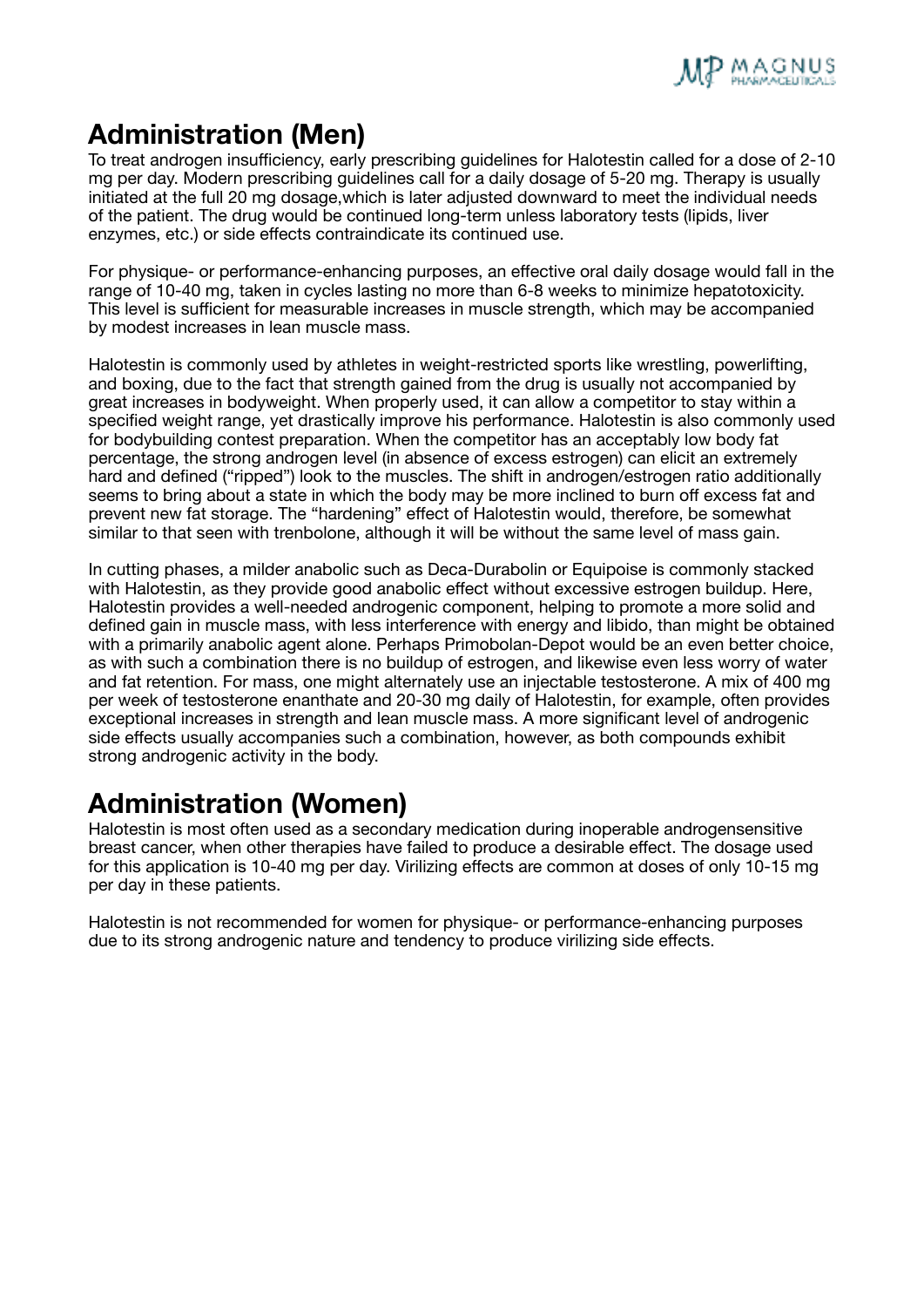## Administration (Men)

To treat androgen insufficiency, early prescribing guidelines for Halotestin called for a dose of 2-10 mg per day. Modern prescribing guidelines call for a daily dosage of 5-20 mg. Therapy is usually initiated at the full 20 mg dosage,which is later adjusted downward to meet the individual needs of the patient. The drug would be continued long-term unless laboratory tests (lipids, liver enzymes, etc.) or side effects contraindicate its continued use.

For physique- or performance-enhancing purposes, an effective oral daily dosage would fall in the range of 10-40 mg, taken in cycles lasting no more than 6-8 weeks to minimize hepatotoxicity. This level is sufficient for measurable increases in muscle strength, which may be accompanied by modest increases in lean muscle mass.

Halotestin is commonly used by athletes in weight-restricted sports like wrestling, powerlifting, and boxing, due to the fact that strength gained from the drug is usually not accompanied by great increases in bodyweight. When properly used, it can allow a competitor to stay within a specified weight range, yet drastically improve his performance. Halotestin is also commonly used for bodybuilding contest preparation. When the competitor has an acceptably low body fat percentage, the strong androgen level (in absence of excess estrogen) can elicit an extremely hard and defined ("ripped") look to the muscles. The shift in androgen/estrogen ratio additionally seems to bring about a state in which the body may be more inclined to burn off excess fat and prevent new fat storage. The "hardening" effect of Halotestin would, therefore, be somewhat similar to that seen with trenbolone, although it will be without the same level of mass gain.

In cutting phases, a milder anabolic such as Deca-Durabolin or Equipoise is commonly stacked with Halotestin, as they provide good anabolic effect without excessive estrogen buildup. Here, Halotestin provides a well-needed androgenic component, helping to promote a more solid and defined gain in muscle mass, with less interference with energy and libido, than might be obtained with a primarily anabolic agent alone. Perhaps Primobolan-Depot would be an even better choice, as with such a combination there is no buildup of estrogen, and likewise even less worry of water and fat retention. For mass, one might alternately use an injectable testosterone. A mix of 400 mg per week of testosterone enanthate and 20-30 mg daily of Halotestin, for example, often provides exceptional increases in strength and lean muscle mass. A more significant level of androgenic side effects usually accompanies such a combination, however, as both compounds exhibit strong androgenic activity in the body.

## Administration (Women)

Halotestin is most often used as a secondary medication during inoperable androgensensitive breast cancer, when other therapies have failed to produce a desirable effect. The dosage used for this application is 10-40 mg per day. Virilizing effects are common at doses of only 10-15 mg per day in these patients.

Halotestin is not recommended for women for physique- or performance-enhancing purposes due to its strong androgenic nature and tendency to produce virilizing side effects.